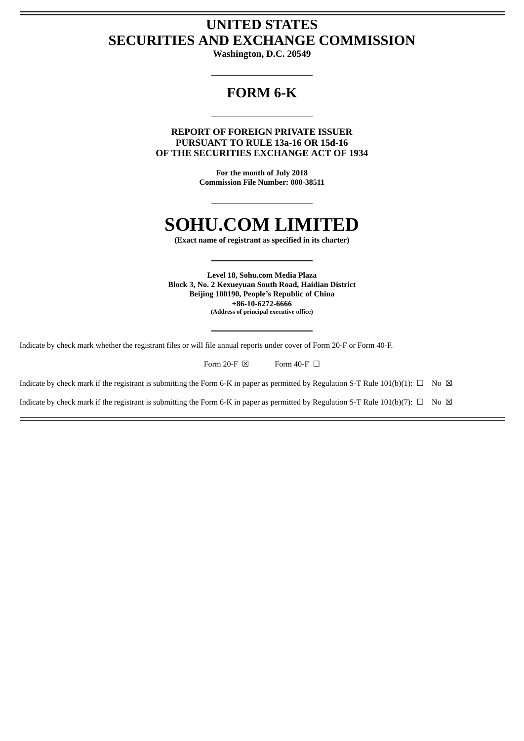# UNITED STATES
# SECURITIES AND EXCHANGE COMMISSION

**Washington, D.C. 20549**

---

## FORM 6-K

---

**REPORT OF FOREIGN PRIVATE ISSUER**
**PURSUANT TO RULE 13a-16 OR 15d-16**
**OF THE SECURITIES EXCHANGE ACT OF 1934**

**For the month of July 2018**
**Commission File Number: 000-38511**

---

# SOHU.COM LIMITED

**(Exact name of registrant as specified in its charter)**

---

**Level 18, Sohu.com Media Plaza**
**Block 3, No. 2 Kexueyuan South Road, Haidian District**
**Beijing 100190, People's Republic of China**
**+86-10-6272-6666**
**(Address of principal executive office)**

---

Indicate by check mark whether the registrant files or will file annual reports under cover of Form 20-F or Form 40-F.

Form 20-F ☒ Form 40-F ☐

Indicate by check mark if the registrant is submitting the Form 6-K in paper as permitted by Regulation S-T Rule 101(b)(1): ☐ No ☒

Indicate by check mark if the registrant is submitting the Form 6-K in paper as permitted by Regulation S-T Rule 101(b)(7): ☐ No ☒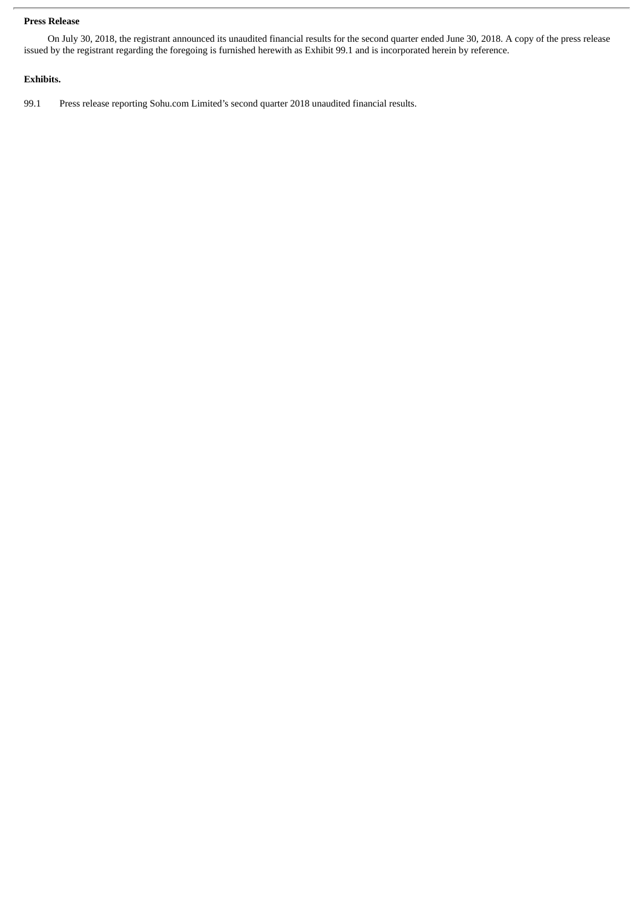**Press Release**

On July 30, 2018, the registrant announced its unaudited financial results for the second quarter ended June 30, 2018. A copy of the press release issued by the registrant regarding the foregoing is furnished herewith as Exhibit 99.1 and is incorporated herein by reference.

**Exhibits.**

99.1 Press release reporting Sohu.com Limited's second quarter 2018 unaudited financial results.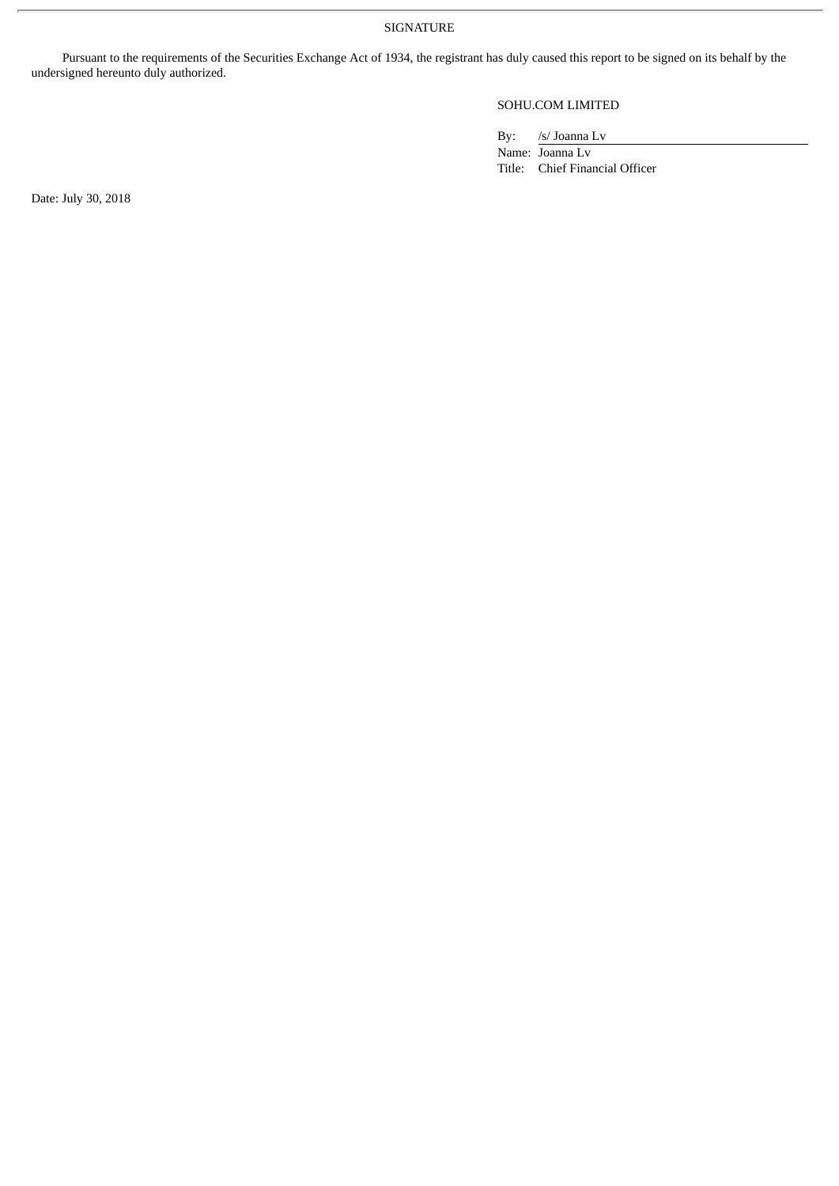# SIGNATURE

Pursuant to the requirements of the Securities Exchange Act of 1934, the registrant has duly caused this report to be signed on its behalf by the undersigned hereunto duly authorized.

SOHU.COM LIMITED

By: /s/ Joanna Lv
Name: Joanna Lv
Title: Chief Financial Officer

Date: July 30, 2018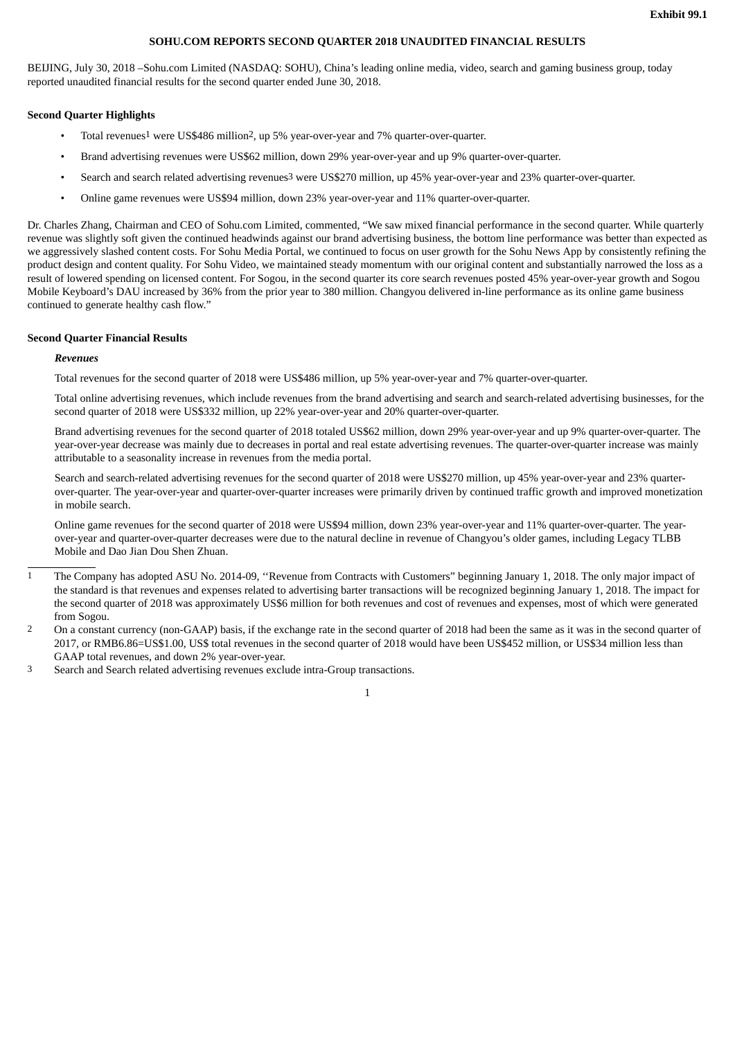**Exhibit 99.1**

# SOHU.COM REPORTS SECOND QUARTER 2018 UNAUDITED FINANCIAL RESULTS

BEIJING, July 30, 2018 –Sohu.com Limited (NASDAQ: SOHU), China's leading online media, video, search and gaming business group, today reported unaudited financial results for the second quarter ended June 30, 2018.

## Second Quarter Highlights

- Total revenues[1] were US$486 million[2], up 5% year-over-year and 7% quarter-over-quarter.
- Brand advertising revenues were US$62 million, down 29% year-over-year and up 9% quarter-over-quarter.
- Search and search related advertising revenues[3] were US$270 million, up 45% year-over-year and 23% quarter-over-quarter.
- Online game revenues were US$94 million, down 23% year-over-year and 11% quarter-over-quarter.

Dr. Charles Zhang, Chairman and CEO of Sohu.com Limited, commented, "We saw mixed financial performance in the second quarter. While quarterly revenue was slightly soft given the continued headwinds against our brand advertising business, the bottom line performance was better than expected as we aggressively slashed content costs. For Sohu Media Portal, we continued to focus on user growth for the Sohu News App by consistently refining the product design and content quality. For Sohu Video, we maintained steady momentum with our original content and substantially narrowed the loss as a result of lowered spending on licensed content. For Sogou, in the second quarter its core search revenues posted 45% year-over-year growth and Sogou Mobile Keyboard's DAU increased by 36% from the prior year to 380 million. Changyou delivered in-line performance as its online game business continued to generate healthy cash flow."

## Second Quarter Financial Results

### *Revenues*

Total revenues for the second quarter of 2018 were US$486 million, up 5% year-over-year and 7% quarter-over-quarter.

Total online advertising revenues, which include revenues from the brand advertising and search and search-related advertising businesses, for the second quarter of 2018 were US$332 million, up 22% year-over-year and 20% quarter-over-quarter.

Brand advertising revenues for the second quarter of 2018 totaled US$62 million, down 29% year-over-year and up 9% quarter-over-quarter. The year-over-year decrease was mainly due to decreases in portal and real estate advertising revenues. The quarter-over-quarter increase was mainly attributable to a seasonality increase in revenues from the media portal.

Search and search-related advertising revenues for the second quarter of 2018 were US$270 million, up 45% year-over-year and 23% quarter-over-quarter. The year-over-year and quarter-over-quarter increases were primarily driven by continued traffic growth and improved monetization in mobile search.

Online game revenues for the second quarter of 2018 were US$94 million, down 23% year-over-year and 11% quarter-over-quarter. The year-over-year and quarter-over-quarter decreases were due to the natural decline in revenue of Changyou's older games, including Legacy TLBB Mobile and Dao Jian Dou Shen Zhuan.

---

1 The Company has adopted ASU No. 2014-09, ''Revenue from Contracts with Customers" beginning January 1, 2018. The only major impact of the standard is that revenues and expenses related to advertising barter transactions will be recognized beginning January 1, 2018. The impact for the second quarter of 2018 was approximately US$6 million for both revenues and cost of revenues and expenses, most of which were generated from Sogou.

2 On a constant currency (non-GAAP) basis, if the exchange rate in the second quarter of 2018 had been the same as it was in the second quarter of 2017, or RMB6.86=US$1.00, US$ total revenues in the second quarter of 2018 would have been US$452 million, or US$34 million less than GAAP total revenues, and down 2% year-over-year.

3 Search and Search related advertising revenues exclude intra-Group transactions.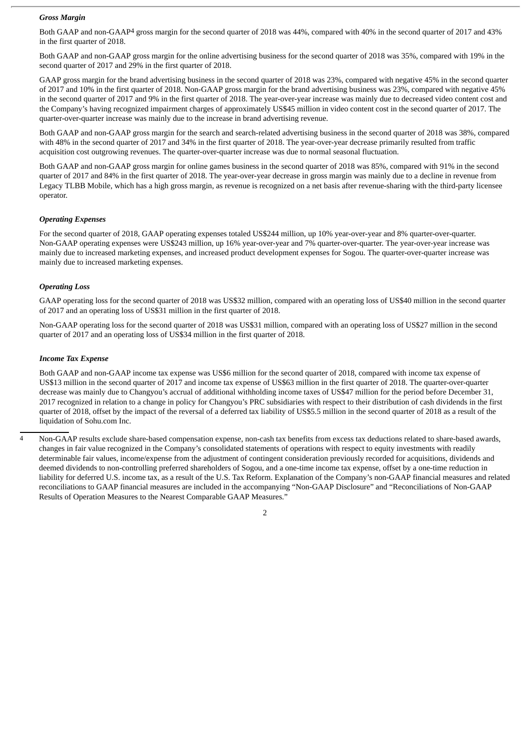### *Gross Margin*

Both GAAP and non-GAAP[4] gross margin for the second quarter of 2018 was 44%, compared with 40% in the second quarter of 2017 and 43% in the first quarter of 2018.

Both GAAP and non-GAAP gross margin for the online advertising business for the second quarter of 2018 was 35%, compared with 19% in the second quarter of 2017 and 29% in the first quarter of 2018.

GAAP gross margin for the brand advertising business in the second quarter of 2018 was 23%, compared with negative 45% in the second quarter of 2017 and 10% in the first quarter of 2018. Non-GAAP gross margin for the brand advertising business was 23%, compared with negative 45% in the second quarter of 2017 and 9% in the first quarter of 2018. The year-over-year increase was mainly due to decreased video content cost and the Company's having recognized impairment charges of approximately US$45 million in video content cost in the second quarter of 2017. The quarter-over-quarter increase was mainly due to the increase in brand advertising revenue.

Both GAAP and non-GAAP gross margin for the search and search-related advertising business in the second quarter of 2018 was 38%, compared with 48% in the second quarter of 2017 and 34% in the first quarter of 2018. The year-over-year decrease primarily resulted from traffic acquisition cost outgrowing revenues. The quarter-over-quarter increase was due to normal seasonal fluctuation.

Both GAAP and non-GAAP gross margin for online games business in the second quarter of 2018 was 85%, compared with 91% in the second quarter of 2017 and 84% in the first quarter of 2018. The year-over-year decrease in gross margin was mainly due to a decline in revenue from Legacy TLBB Mobile, which has a high gross margin, as revenue is recognized on a net basis after revenue-sharing with the third-party licensee operator.

### *Operating Expenses*

For the second quarter of 2018, GAAP operating expenses totaled US$244 million, up 10% year-over-year and 8% quarter-over-quarter. Non-GAAP operating expenses were US$243 million, up 16% year-over-year and 7% quarter-over-quarter. The year-over-year increase was mainly due to increased marketing expenses, and increased product development expenses for Sogou. The quarter-over-quarter increase was mainly due to increased marketing expenses.

### *Operating Loss*

GAAP operating loss for the second quarter of 2018 was US$32 million, compared with an operating loss of US$40 million in the second quarter of 2017 and an operating loss of US$31 million in the first quarter of 2018.

Non-GAAP operating loss for the second quarter of 2018 was US$31 million, compared with an operating loss of US$27 million in the second quarter of 2017 and an operating loss of US$34 million in the first quarter of 2018.

### *Income Tax Expense*

Both GAAP and non-GAAP income tax expense was US$6 million for the second quarter of 2018, compared with income tax expense of US$13 million in the second quarter of 2017 and income tax expense of US$63 million in the first quarter of 2018. The quarter-over-quarter decrease was mainly due to Changyou's accrual of additional withholding income taxes of US$47 million for the period before December 31, 2017 recognized in relation to a change in policy for Changyou's PRC subsidiaries with respect to their distribution of cash dividends in the first quarter of 2018, offset by the impact of the reversal of a deferred tax liability of US$5.5 million in the second quarter of 2018 as a result of the liquidation of Sohu.com Inc.

---

[4] Non-GAAP results exclude share-based compensation expense, non-cash tax benefits from excess tax deductions related to share-based awards, changes in fair value recognized in the Company's consolidated statements of operations with respect to equity investments with readily determinable fair values, income/expense from the adjustment of contingent consideration previously recorded for acquisitions, dividends and deemed dividends to non-controlling preferred shareholders of Sogou, and a one-time income tax expense, offset by a one-time reduction in liability for deferred U.S. income tax, as a result of the U.S. Tax Reform. Explanation of the Company's non-GAAP financial measures and related reconciliations to GAAP financial measures are included in the accompanying "Non-GAAP Disclosure" and "Reconciliations of Non-GAAP Results of Operation Measures to the Nearest Comparable GAAP Measures."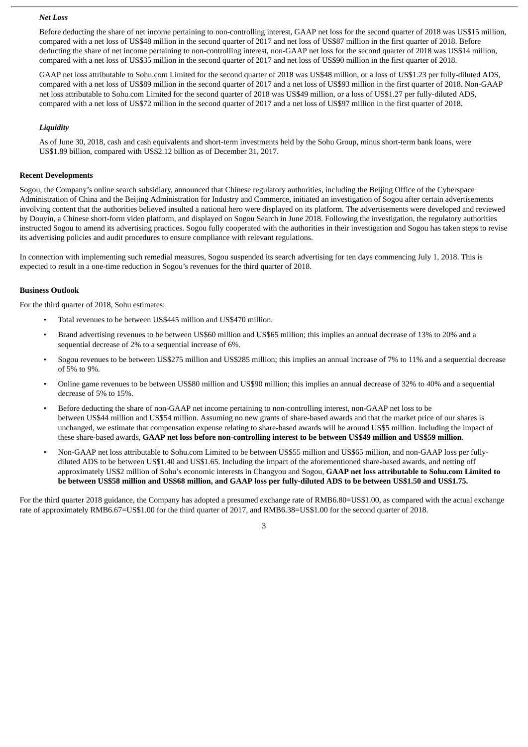### *Net Loss*

Before deducting the share of net income pertaining to non-controlling interest, GAAP net loss for the second quarter of 2018 was US$15 million, compared with a net loss of US$48 million in the second quarter of 2017 and net loss of US$87 million in the first quarter of 2018. Before deducting the share of net income pertaining to non-controlling interest, non-GAAP net loss for the second quarter of 2018 was US$14 million, compared with a net loss of US$35 million in the second quarter of 2017 and net loss of US$90 million in the first quarter of 2018.

GAAP net loss attributable to Sohu.com Limited for the second quarter of 2018 was US$48 million, or a loss of US$1.23 per fully-diluted ADS, compared with a net loss of US$89 million in the second quarter of 2017 and a net loss of US$93 million in the first quarter of 2018. Non-GAAP net loss attributable to Sohu.com Limited for the second quarter of 2018 was US$49 million, or a loss of US$1.27 per fully-diluted ADS, compared with a net loss of US$72 million in the second quarter of 2017 and a net loss of US$97 million in the first quarter of 2018.

### *Liquidity*

As of June 30, 2018, cash and cash equivalents and short-term investments held by the Sohu Group, minus short-term bank loans, were US$1.89 billion, compared with US$2.12 billion as of December 31, 2017.

## **Recent Developments**

Sogou, the Company's online search subsidiary, announced that Chinese regulatory authorities, including the Beijing Office of the Cyberspace Administration of China and the Beijing Administration for Industry and Commerce, initiated an investigation of Sogou after certain advertisements involving content that the authorities believed insulted a national hero were displayed on its platform. The advertisements were developed and reviewed by Douyin, a Chinese short-form video platform, and displayed on Sogou Search in June 2018. Following the investigation, the regulatory authorities instructed Sogou to amend its advertising practices. Sogou fully cooperated with the authorities in their investigation and Sogou has taken steps to revise its advertising policies and audit procedures to ensure compliance with relevant regulations.

In connection with implementing such remedial measures, Sogou suspended its search advertising for ten days commencing July 1, 2018. This is expected to result in a one-time reduction in Sogou's revenues for the third quarter of 2018.

## **Business Outlook**

For the third quarter of 2018, Sohu estimates:

- Total revenues to be between US$445 million and US$470 million.
- Brand advertising revenues to be between US$60 million and US$65 million; this implies an annual decrease of 13% to 20% and a sequential decrease of 2% to a sequential increase of 6%.
- Sogou revenues to be between US$275 million and US$285 million; this implies an annual increase of 7% to 11% and a sequential decrease of 5% to 9%.
- Online game revenues to be between US$80 million and US$90 million; this implies an annual decrease of 32% to 40% and a sequential decrease of 5% to 15%.
- Before deducting the share of non-GAAP net income pertaining to non-controlling interest, non-GAAP net loss to be between US$44 million and US$54 million. Assuming no new grants of share-based awards and that the market price of our shares is unchanged, we estimate that compensation expense relating to share-based awards will be around US$5 million. Including the impact of these share-based awards, **GAAP net loss before non-controlling interest to be between US$49 million and US$59 million**.
- Non-GAAP net loss attributable to Sohu.com Limited to be between US$55 million and US$65 million, and non-GAAP loss per fully-diluted ADS to be between US$1.40 and US$1.65. Including the impact of the aforementioned share-based awards, and netting off approximately US$2 million of Sohu's economic interests in Changyou and Sogou, **GAAP net loss attributable to Sohu.com Limited to be between US$58 million and US$68 million, and GAAP loss per fully-diluted ADS to be between US$1.50 and US$1.75.**

For the third quarter 2018 guidance, the Company has adopted a presumed exchange rate of RMB6.80=US$1.00, as compared with the actual exchange rate of approximately RMB6.67=US$1.00 for the third quarter of 2017, and RMB6.38=US$1.00 for the second quarter of 2018.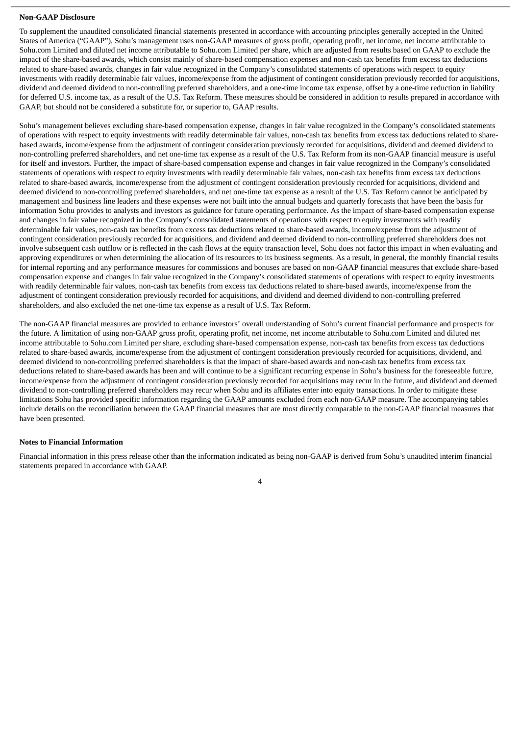**Non-GAAP Disclosure**

To supplement the unaudited consolidated financial statements presented in accordance with accounting principles generally accepted in the United States of America ("GAAP"), Sohu's management uses non-GAAP measures of gross profit, operating profit, net income, net income attributable to Sohu.com Limited and diluted net income attributable to Sohu.com Limited per share, which are adjusted from results based on GAAP to exclude the impact of the share-based awards, which consist mainly of share-based compensation expenses and non-cash tax benefits from excess tax deductions related to share-based awards, changes in fair value recognized in the Company's consolidated statements of operations with respect to equity investments with readily determinable fair values, income/expense from the adjustment of contingent consideration previously recorded for acquisitions, dividend and deemed dividend to non-controlling preferred shareholders, and a one-time income tax expense, offset by a one-time reduction in liability for deferred U.S. income tax, as a result of the U.S. Tax Reform. These measures should be considered in addition to results prepared in accordance with GAAP, but should not be considered a substitute for, or superior to, GAAP results.

Sohu's management believes excluding share-based compensation expense, changes in fair value recognized in the Company's consolidated statements of operations with respect to equity investments with readily determinable fair values, non-cash tax benefits from excess tax deductions related to share-based awards, income/expense from the adjustment of contingent consideration previously recorded for acquisitions, dividend and deemed dividend to non-controlling preferred shareholders, and net one-time tax expense as a result of the U.S. Tax Reform from its non-GAAP financial measure is useful for itself and investors. Further, the impact of share-based compensation expense and changes in fair value recognized in the Company's consolidated statements of operations with respect to equity investments with readily determinable fair values, non-cash tax benefits from excess tax deductions related to share-based awards, income/expense from the adjustment of contingent consideration previously recorded for acquisitions, dividend and deemed dividend to non-controlling preferred shareholders, and net one-time tax expense as a result of the U.S. Tax Reform cannot be anticipated by management and business line leaders and these expenses were not built into the annual budgets and quarterly forecasts that have been the basis for information Sohu provides to analysts and investors as guidance for future operating performance. As the impact of share-based compensation expense and changes in fair value recognized in the Company's consolidated statements of operations with respect to equity investments with readily determinable fair values, non-cash tax benefits from excess tax deductions related to share-based awards, income/expense from the adjustment of contingent consideration previously recorded for acquisitions, and dividend and deemed dividend to non-controlling preferred shareholders does not involve subsequent cash outflow or is reflected in the cash flows at the equity transaction level, Sohu does not factor this impact in when evaluating and approving expenditures or when determining the allocation of its resources to its business segments. As a result, in general, the monthly financial results for internal reporting and any performance measures for commissions and bonuses are based on non-GAAP financial measures that exclude share-based compensation expense and changes in fair value recognized in the Company's consolidated statements of operations with respect to equity investments with readily determinable fair values, non-cash tax benefits from excess tax deductions related to share-based awards, income/expense from the adjustment of contingent consideration previously recorded for acquisitions, and dividend and deemed dividend to non-controlling preferred shareholders, and also excluded the net one-time tax expense as a result of U.S. Tax Reform.

The non-GAAP financial measures are provided to enhance investors' overall understanding of Sohu's current financial performance and prospects for the future. A limitation of using non-GAAP gross profit, operating profit, net income, net income attributable to Sohu.com Limited and diluted net income attributable to Sohu.com Limited per share, excluding share-based compensation expense, non-cash tax benefits from excess tax deductions related to share-based awards, income/expense from the adjustment of contingent consideration previously recorded for acquisitions, dividend, and deemed dividend to non-controlling preferred shareholders is that the impact of share-based awards and non-cash tax benefits from excess tax deductions related to share-based awards has been and will continue to be a significant recurring expense in Sohu's business for the foreseeable future, income/expense from the adjustment of contingent consideration previously recorded for acquisitions may recur in the future, and dividend and deemed dividend to non-controlling preferred shareholders may recur when Sohu and its affiliates enter into equity transactions. In order to mitigate these limitations Sohu has provided specific information regarding the GAAP amounts excluded from each non-GAAP measure. The accompanying tables include details on the reconciliation between the GAAP financial measures that are most directly comparable to the non-GAAP financial measures that have been presented.

**Notes to Financial Information**

Financial information in this press release other than the information indicated as being non-GAAP is derived from Sohu's unaudited interim financial statements prepared in accordance with GAAP.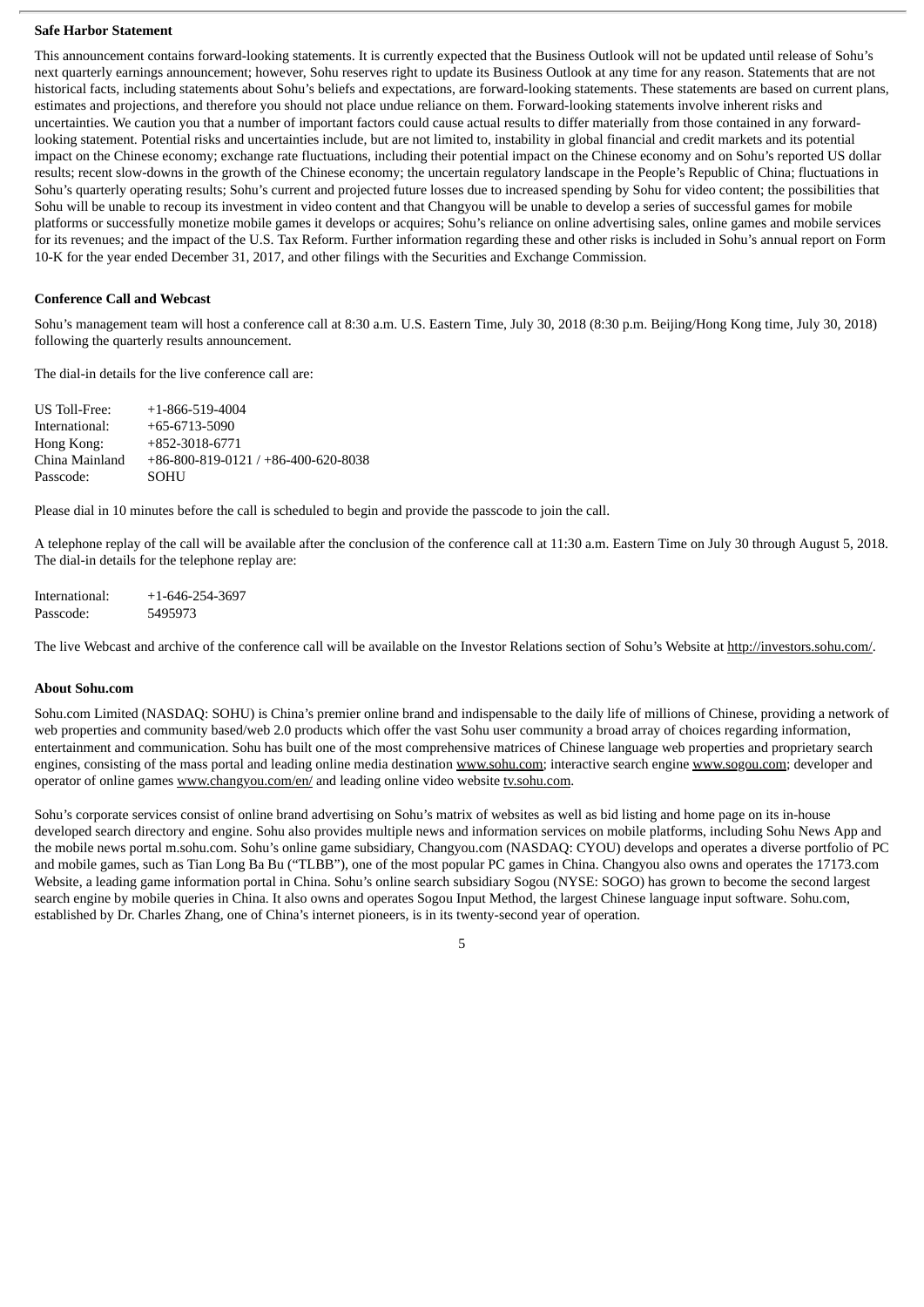**Safe Harbor Statement**

This announcement contains forward-looking statements. It is currently expected that the Business Outlook will not be updated until release of Sohu's next quarterly earnings announcement; however, Sohu reserves right to update its Business Outlook at any time for any reason. Statements that are not historical facts, including statements about Sohu's beliefs and expectations, are forward-looking statements. These statements are based on current plans, estimates and projections, and therefore you should not place undue reliance on them. Forward-looking statements involve inherent risks and uncertainties. We caution you that a number of important factors could cause actual results to differ materially from those contained in any forward-looking statement. Potential risks and uncertainties include, but are not limited to, instability in global financial and credit markets and its potential impact on the Chinese economy; exchange rate fluctuations, including their potential impact on the Chinese economy and on Sohu's reported US dollar results; recent slow-downs in the growth of the Chinese economy; the uncertain regulatory landscape in the People's Republic of China; fluctuations in Sohu's quarterly operating results; Sohu's current and projected future losses due to increased spending by Sohu for video content; the possibilities that Sohu will be unable to recoup its investment in video content and that Changyou will be unable to develop a series of successful games for mobile platforms or successfully monetize mobile games it develops or acquires; Sohu's reliance on online advertising sales, online games and mobile services for its revenues; and the impact of the U.S. Tax Reform. Further information regarding these and other risks is included in Sohu's annual report on Form 10-K for the year ended December 31, 2017, and other filings with the Securities and Exchange Commission.

**Conference Call and Webcast**

Sohu's management team will host a conference call at 8:30 a.m. U.S. Eastern Time, July 30, 2018 (8:30 p.m. Beijing/Hong Kong time, July 30, 2018) following the quarterly results announcement.

The dial-in details for the live conference call are:

| | |
|---|---|
| US Toll-Free: | +1-866-519-4004 |
| International: | +65-6713-5090 |
| Hong Kong: | +852-3018-6771 |
| China Mainland | +86-800-819-0121 / +86-400-620-8038 |
| Passcode: | SOHU |

Please dial in 10 minutes before the call is scheduled to begin and provide the passcode to join the call.

A telephone replay of the call will be available after the conclusion of the conference call at 11:30 a.m. Eastern Time on July 30 through August 5, 2018. The dial-in details for the telephone replay are:

| | |
|---|---|
| International: | +1-646-254-3697 |
| Passcode: | 5495973 |

The live Webcast and archive of the conference call will be available on the Investor Relations section of Sohu's Website at http://investors.sohu.com/.

**About Sohu.com**

Sohu.com Limited (NASDAQ: SOHU) is China's premier online brand and indispensable to the daily life of millions of Chinese, providing a network of web properties and community based/web 2.0 products which offer the vast Sohu user community a broad array of choices regarding information, entertainment and communication. Sohu has built one of the most comprehensive matrices of Chinese language web properties and proprietary search engines, consisting of the mass portal and leading online media destination www.sohu.com; interactive search engine www.sogou.com; developer and operator of online games www.changyou.com/en/ and leading online video website tv.sohu.com.

Sohu's corporate services consist of online brand advertising on Sohu's matrix of websites as well as bid listing and home page on its in-house developed search directory and engine. Sohu also provides multiple news and information services on mobile platforms, including Sohu News App and the mobile news portal m.sohu.com. Sohu's online game subsidiary, Changyou.com (NASDAQ: CYOU) develops and operates a diverse portfolio of PC and mobile games, such as Tian Long Ba Bu ("TLBB"), one of the most popular PC games in China. Changyou also owns and operates the 17173.com Website, a leading game information portal in China. Sohu's online search subsidiary Sogou (NYSE: SOGO) has grown to become the second largest search engine by mobile queries in China. It also owns and operates Sogou Input Method, the largest Chinese language input software. Sohu.com, established by Dr. Charles Zhang, one of China's internet pioneers, is in its twenty-second year of operation.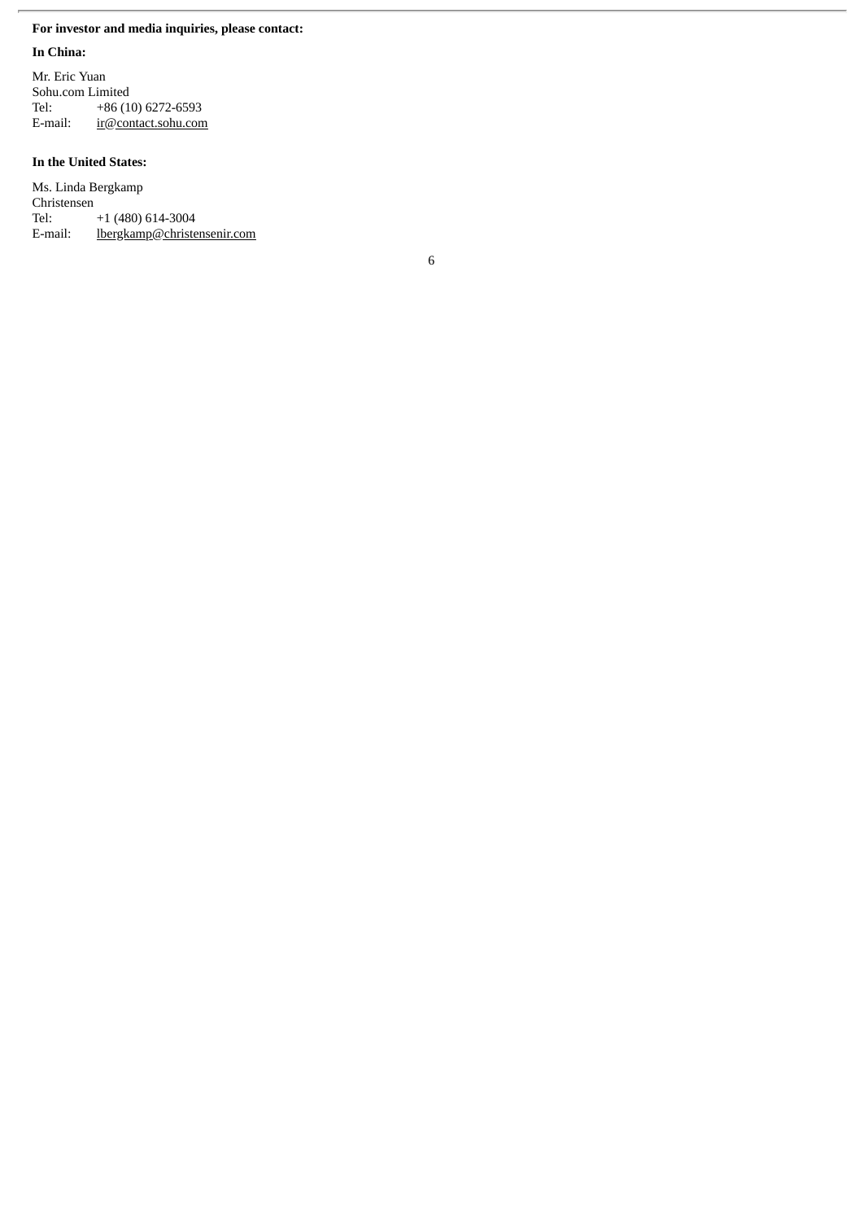**For investor and media inquiries, please contact:**

**In China:**

Mr. Eric Yuan
Sohu.com Limited
Tel: +86 (10) 6272-6593
E-mail: ir@contact.sohu.com

**In the United States:**

Ms. Linda Bergkamp
Christensen
Tel: +1 (480) 614-3004
E-mail: lbergkamp@christensenir.com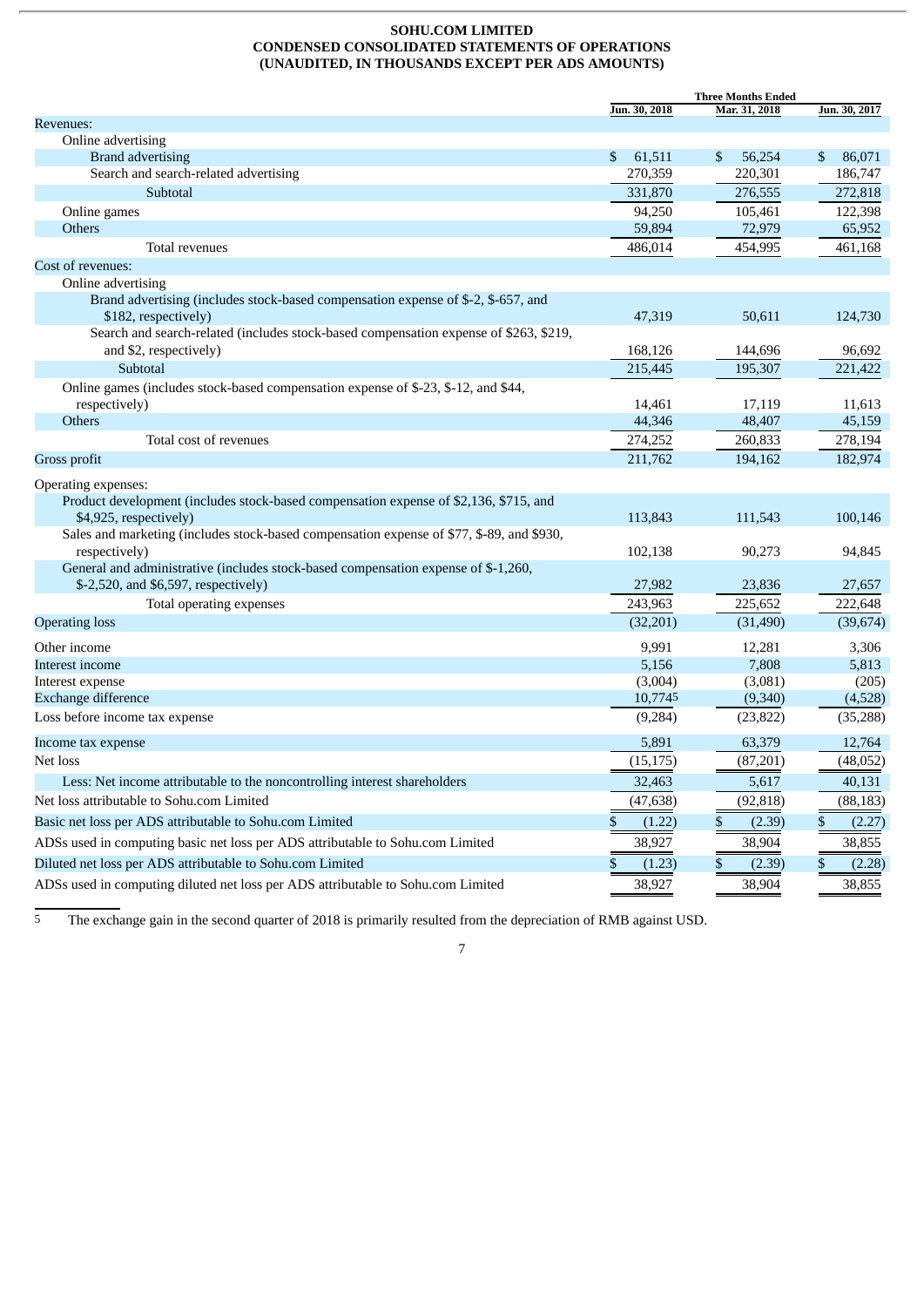**SOHU.COM LIMITED**
**CONDENSED CONSOLIDATED STATEMENTS OF OPERATIONS**
**(UNAUDITED, IN THOUSANDS EXCEPT PER ADS AMOUNTS)**

| | Three Months Ended | | |
|---|---|---|---|
| | Jun. 30, 2018 | Mar. 31, 2018 | Jun. 30, 2017 |
| Revenues: | | | |
| Online advertising | | | |
| Brand advertising | $ 61,511 | $ 56,254 | $ 86,071 |
| Search and search-related advertising | 270,359 | 220,301 | 186,747 |
| Subtotal | 331,870 | 276,555 | 272,818 |
| Online games | 94,250 | 105,461 | 122,398 |
| Others | 59,894 | 72,979 | 65,952 |
| Total revenues | 486,014 | 454,995 | 461,168 |
| Cost of revenues: | | | |
| Online advertising | | | |
| Brand advertising (includes stock-based compensation expense of $-2, $-657, and $182, respectively) | 47,319 | 50,611 | 124,730 |
| Search and search-related (includes stock-based compensation expense of $263, $219, and $2, respectively) | 168,126 | 144,696 | 96,692 |
| Subtotal | 215,445 | 195,307 | 221,422 |
| Online games (includes stock-based compensation expense of $-23, $-12, and $44, respectively) | 14,461 | 17,119 | 11,613 |
| Others | 44,346 | 48,407 | 45,159 |
| Total cost of revenues | 274,252 | 260,833 | 278,194 |
| Gross profit | 211,762 | 194,162 | 182,974 |
| Operating expenses: | | | |
| Product development (includes stock-based compensation expense of $2,136, $715, and $4,925, respectively) | 113,843 | 111,543 | 100,146 |
| Sales and marketing (includes stock-based compensation expense of $77, $-89, and $930, respectively) | 102,138 | 90,273 | 94,845 |
| General and administrative (includes stock-based compensation expense of $-1,260, $-2,520, and $6,597, respectively) | 27,982 | 23,836 | 27,657 |
| Total operating expenses | 243,963 | 225,652 | 222,648 |
| Operating loss | (32,201) | (31,490) | (39,674) |
| Other income | 9,991 | 12,281 | 3,306 |
| Interest income | 5,156 | 7,808 | 5,813 |
| Interest expense | (3,004) | (3,081) | (205) |
| Exchange difference | 10,774[5] | (9,340) | (4,528) |
| Loss before income tax expense | (9,284) | (23,822) | (35,288) |
| Income tax expense | 5,891 | 63,379 | 12,764 |
| Net loss | (15,175) | (87,201) | (48,052) |
| Less: Net income attributable to the noncontrolling interest shareholders | 32,463 | 5,617 | 40,131 |
| Net loss attributable to Sohu.com Limited | (47,638) | (92,818) | (88,183) |
| Basic net loss per ADS attributable to Sohu.com Limited | $ (1.22) | $ (2.39) | $ (2.27) |
| ADSs used in computing basic net loss per ADS attributable to Sohu.com Limited | 38,927 | 38,904 | 38,855 |
| Diluted net loss per ADS attributable to Sohu.com Limited | $ (1.23) | $ (2.39) | $ (2.28) |
| ADSs used in computing diluted net loss per ADS attributable to Sohu.com Limited | 38,927 | 38,904 | 38,855 |

[5] The exchange gain in the second quarter of 2018 is primarily resulted from the depreciation of RMB against USD.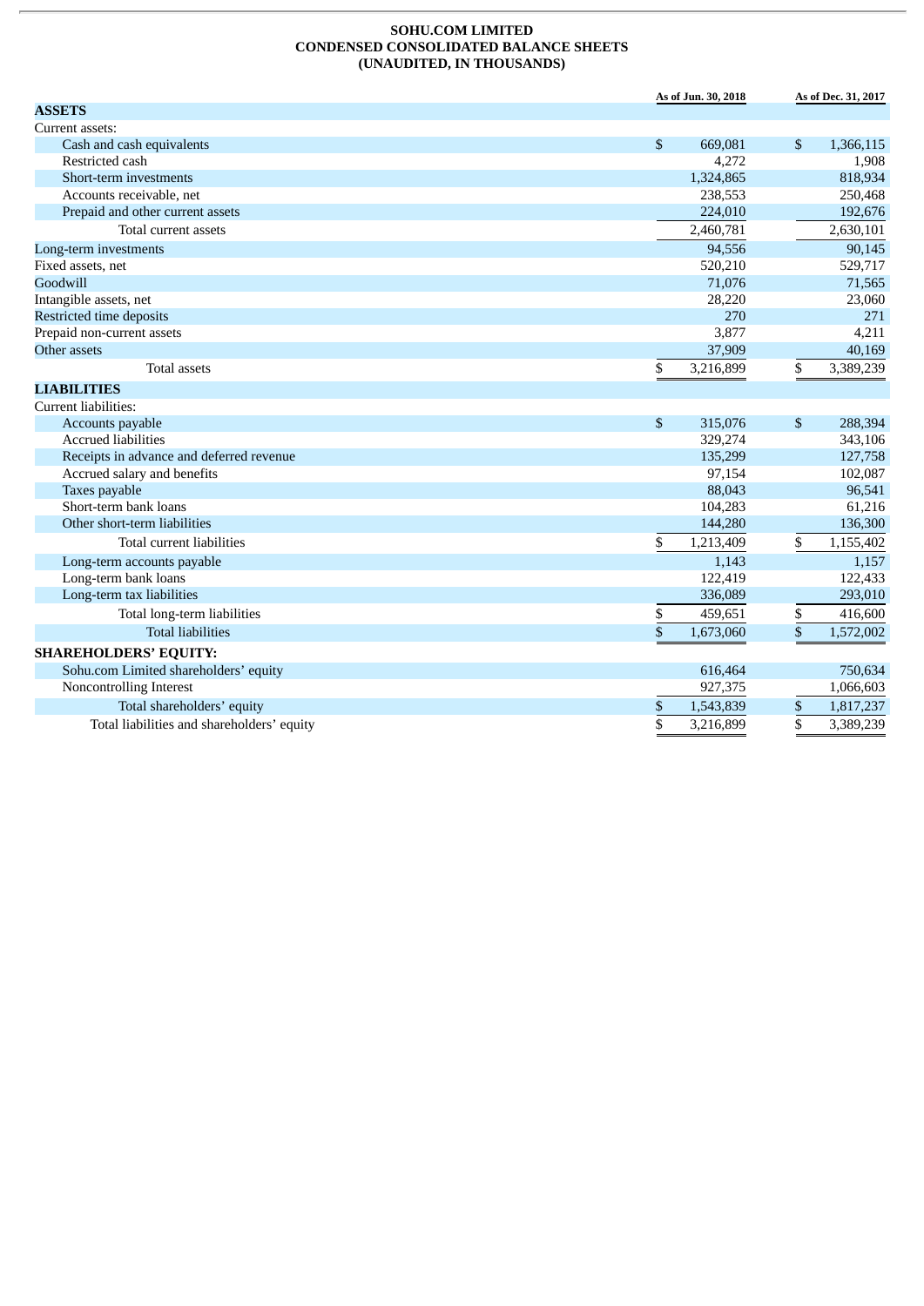**SOHU.COM LIMITED**
**CONDENSED CONSOLIDATED BALANCE SHEETS**
**(UNAUDITED, IN THOUSANDS)**

| | As of Jun. 30, 2018 | As of Dec. 31, 2017 |
|---|---|---|
| **ASSETS** | | |
| Current assets: | | |
| Cash and cash equivalents | $ 669,081 | $ 1,366,115 |
| Restricted cash | 4,272 | 1,908 |
| Short-term investments | 1,324,865 | 818,934 |
| Accounts receivable, net | 238,553 | 250,468 |
| Prepaid and other current assets | 224,010 | 192,676 |
| Total current assets | 2,460,781 | 2,630,101 |
| Long-term investments | 94,556 | 90,145 |
| Fixed assets, net | 520,210 | 529,717 |
| Goodwill | 71,076 | 71,565 |
| Intangible assets, net | 28,220 | 23,060 |
| Restricted time deposits | 270 | 271 |
| Prepaid non-current assets | 3,877 | 4,211 |
| Other assets | 37,909 | 40,169 |
| Total assets | $ 3,216,899 | $ 3,389,239 |
| **LIABILITIES** | | |
| Current liabilities: | | |
| Accounts payable | $ 315,076 | $ 288,394 |
| Accrued liabilities | 329,274 | 343,106 |
| Receipts in advance and deferred revenue | 135,299 | 127,758 |
| Accrued salary and benefits | 97,154 | 102,087 |
| Taxes payable | 88,043 | 96,541 |
| Short-term bank loans | 104,283 | 61,216 |
| Other short-term liabilities | 144,280 | 136,300 |
| Total current liabilities | $ 1,213,409 | $ 1,155,402 |
| Long-term accounts payable | 1,143 | 1,157 |
| Long-term bank loans | 122,419 | 122,433 |
| Long-term tax liabilities | 336,089 | 293,010 |
| Total long-term liabilities | $ 459,651 | $ 416,600 |
| Total liabilities | $ 1,673,060 | $ 1,572,002 |
| **SHAREHOLDERS' EQUITY:** | | |
| Sohu.com Limited shareholders' equity | 616,464 | 750,634 |
| Noncontrolling Interest | 927,375 | 1,066,603 |
| Total shareholders' equity | $ 1,543,839 | $ 1,817,237 |
| Total liabilities and shareholders' equity | $ 3,216,899 | $ 3,389,239 |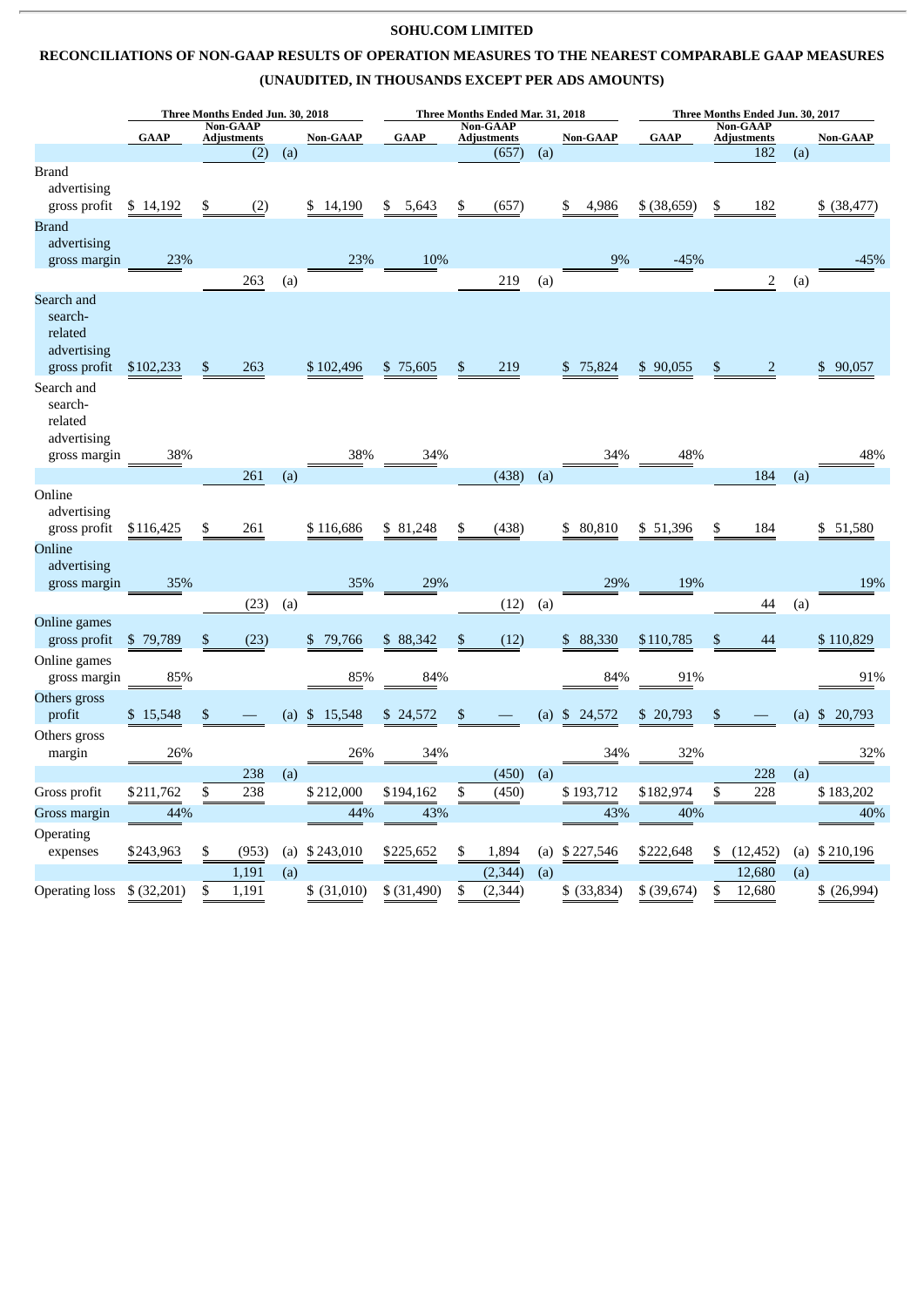**SOHU.COM LIMITED**

**RECONCILIATIONS OF NON-GAAP RESULTS OF OPERATION MEASURES TO THE NEAREST COMPARABLE GAAP MEASURES**

**(UNAUDITED, IN THOUSANDS EXCEPT PER ADS AMOUNTS)**

| | Three Months Ended Jun. 30, 2018 | | | | Three Months Ended Mar. 31, 2018 | | | | Three Months Ended Jun. 30, 2017 | | | |
|---|---|---|---|---|---|---|---|---|---|---|---|---|
| | GAAP | Non-GAAP Adjustments | | Non-GAAP | GAAP | Non-GAAP Adjustments | | Non-GAAP | GAAP | Non-GAAP Adjustments | | Non-GAAP |
| | | (2) | (a) | | | (657) | (a) | | | 182 | (a) | |
| Brand advertising gross profit | $ 14,192 | $ (2) | | $ 14,190 | $ 5,643 | $ (657) | | $ 4,986 | $ (38,659) | $ 182 | | $ (38,477) |
| Brand advertising gross margin | 23% | | | 23% | 10% | | | 9% | -45% | | | -45% |
| | | 263 | (a) | | | 219 | (a) | | | 2 | (a) | |
| Search and search-related advertising gross profit | $102,233 | $ 263 | | $ 102,496 | $ 75,605 | $ 219 | | $ 75,824 | $ 90,055 | $ 2 | | $ 90,057 |
| Search and search-related advertising gross margin | 38% | | | 38% | 34% | | | 34% | 48% | | | 48% |
| | | 261 | (a) | | | (438) | (a) | | | 184 | (a) | |
| Online advertising gross profit | $116,425 | $ 261 | | $ 116,686 | $ 81,248 | $ (438) | | $ 80,810 | $ 51,396 | $ 184 | | $ 51,580 |
| Online advertising gross margin | 35% | | | 35% | 29% | | | 29% | 19% | | | 19% |
| | | (23) | (a) | | | (12) | (a) | | | 44 | (a) | |
| Online games gross profit | $ 79,789 | $ (23) | | $ 79,766 | $ 88,342 | $ (12) | | $ 88,330 | $110,785 | $ 44 | | $ 110,829 |
| Online games gross margin | 85% | | | 85% | 84% | | | 84% | 91% | | | 91% |
| Others gross profit | $ 15,548 | $ — | (a) | $ 15,548 | $ 24,572 | $ — | (a) | $ 24,572 | $ 20,793 | $ — | (a) | $ 20,793 |
| Others gross margin | 26% | | | 26% | 34% | | | 34% | 32% | | | 32% |
| | | 238 | (a) | | | (450) | (a) | | | 228 | (a) | |
| Gross profit | $211,762 | $ 238 | | $ 212,000 | $194,162 | $ (450) | | $ 193,712 | $182,974 | $ 228 | | $ 183,202 |
| Gross margin | 44% | | | 44% | 43% | | | 43% | 40% | | | 40% |
| Operating expenses | $243,963 | $ (953) | (a) | $ 243,010 | $225,652 | $ 1,894 | (a) | $ 227,546 | $222,648 | $ (12,452) | (a) | $ 210,196 |
| | | 1,191 | (a) | | | (2,344) | (a) | | | 12,680 | (a) | |
| Operating loss | $ (32,201) | $ 1,191 | | $ (31,010) | $ (31,490) | $ (2,344) | | $ (33,834) | $ (39,674) | $ 12,680 | | $ (26,994) |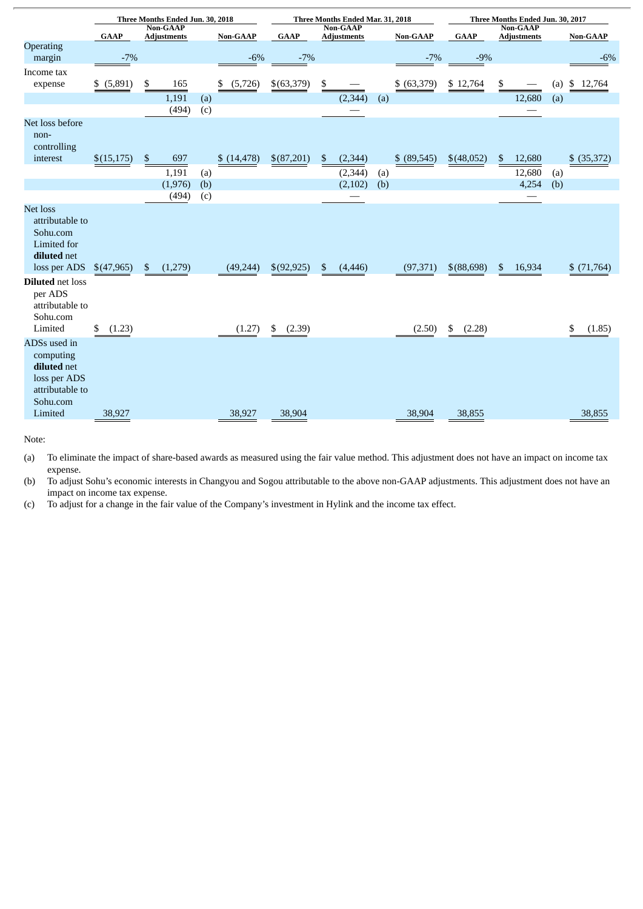| | Three Months Ended Jun. 30, 2018 | | | | Three Months Ended Mar. 31, 2018 | | | | Three Months Ended Jun. 30, 2017 | | | |
|---|---|---|---|---|---|---|---|---|---|---|---|---|
| | GAAP | Non-GAAP Adjustments | | Non-GAAP | GAAP | Non-GAAP Adjustments | | Non-GAAP | GAAP | Non-GAAP Adjustments | | Non-GAAP |
| Operating margin | -7% | | | -6% | -7% | | | -7% | -9% | | | -6% |
| Income tax expense | $ (5,891) | $ 165 | | $ (5,726) | $(63,379) | $ — | | $ (63,379) | $ 12,764 | $ — | (a) | $ 12,764 |
| | | 1,191 | (a) | | | (2,344) | (a) | | | 12,680 | (a) | |
| | | (494) | (c) | | | — | | | | — | | |
| Net loss before non-controlling interest | $(15,175) | $ 697 | | $ (14,478) | $(87,201) | $ (2,344) | | $ (89,545) | $(48,052) | $ 12,680 | | $ (35,372) |
| | | 1,191 | (a) | | | (2,344) | (a) | | | 12,680 | (a) | |
| | | (1,976) | (b) | | | (2,102) | (b) | | | 4,254 | (b) | |
| | | (494) | (c) | | | — | | | | — | | |
| Net loss attributable to Sohu.com Limited for **diluted** net loss per ADS | $(47,965) | $ (1,279) | | (49,244) | $(92,925) | $ (4,446) | | (97,371) | $(88,698) | $ 16,934 | | $ (71,764) |
| **Diluted** net loss per ADS attributable to Sohu.com Limited | $ (1.23) | | | (1.27) | $ (2.39) | | | (2.50) | $ (2.28) | | | $ (1.85) |
| ADSs used in computing **diluted** net loss per ADS attributable to Sohu.com Limited | 38,927 | | | 38,927 | 38,904 | | | 38,904 | 38,855 | | | 38,855 |

Note:

(a) To eliminate the impact of share-based awards as measured using the fair value method. This adjustment does not have an impact on income tax expense.

(b) To adjust Sohu's economic interests in Changyou and Sogou attributable to the above non-GAAP adjustments. This adjustment does not have an impact on income tax expense.

(c) To adjust for a change in the fair value of the Company's investment in Hylink and the income tax effect.